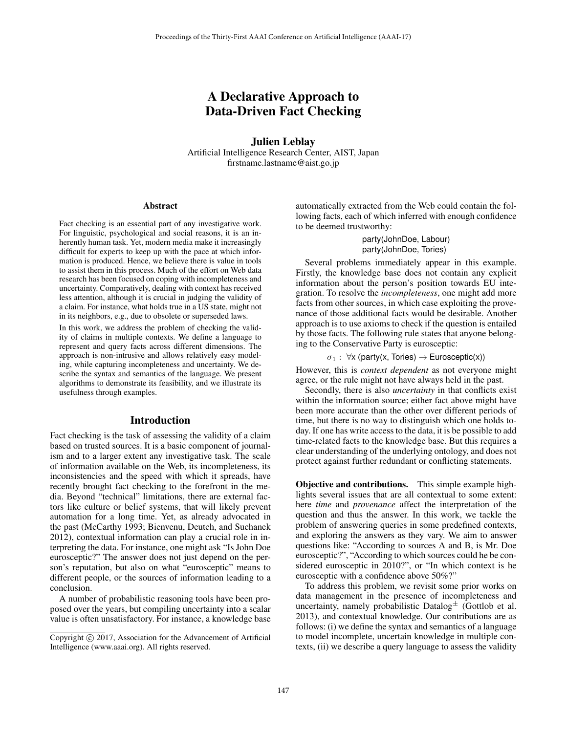# A Declarative Approach to Data-Driven Fact Checking

**Julien Leblay**

Artificial Intelligence Research Center, AIST, Japan
firstname.lastname@aist.go.jp

## Abstract

Fact checking is an essential part of any investigative work. For linguistic, psychological and social reasons, it is an inherently human task. Yet, modern media make it increasingly difficult for experts to keep up with the pace at which information is produced. Hence, we believe there is value in tools to assist them in this process. Much of the effort on Web data research has been focused on coping with incompleteness and uncertainty. Comparatively, dealing with context has received less attention, although it is crucial in judging the validity of a claim. For instance, what holds true in a US state, might not in its neighbors, e.g., due to obsolete or superseded laws.

In this work, we address the problem of checking the validity of claims in multiple contexts. We define a language to represent and query facts across different dimensions. The approach is non-intrusive and allows relatively easy modeling, while capturing incompleteness and uncertainty. We describe the syntax and semantics of the language. We present algorithms to demonstrate its feasibility, and we illustrate its usefulness through examples.

## Introduction

Fact checking is the task of assessing the validity of a claim based on trusted sources. It is a basic component of journalism and to a larger extent any investigative task. The scale of information available on the Web, its incompleteness, its inconsistencies and the speed with which it spreads, have recently brought fact checking to the forefront in the media. Beyond "technical" limitations, there are external factors like culture or belief systems, that will likely prevent automation for a long time. Yet, as already advocated in the past (McCarthy 1993; Bienvenu, Deutch, and Suchanek 2012), contextual information can play a crucial role in interpreting the data. For instance, one might ask "Is John Doe eurosceptic?" The answer does not just depend on the person's reputation, but also on what "eurosceptic" means to different people, or the sources of information leading to a conclusion.

A number of probabilistic reasoning tools have been proposed over the years, but compiling uncertainty into a scalar value is often unsatisfactory. For instance, a knowledge base automatically extracted from the Web could contain the following facts, each of which inferred with enough confidence to be deemed trustworthy:

party(JohnDoe, Labour)
party(JohnDoe, Tories)

Several problems immediately appear in this example. Firstly, the knowledge base does not contain any explicit information about the person's position towards EU integration. To resolve the *incompleteness*, one might add more facts from other sources, in which case exploiting the provenance of those additional facts would be desirable. Another approach is to use axioms to check if the question is entailed by those facts. The following rule states that anyone belonging to the Conservative Party is eurosceptic:

$$\sigma_1 : \forall x \text{ (party(x, Tories)} \rightarrow \text{Eurosceptic(x))}$$

However, this is *context dependent* as not everyone might agree, or the rule might not have always held in the past.

Secondly, there is also *uncertainty* in that conflicts exist within the information source; either fact above might have been more accurate than the other over different periods of time, but there is no way to distinguish which one holds today. If one has write access to the data, it is be possible to add time-related facts to the knowledge base. But this requires a clear understanding of the underlying ontology, and does not protect against further redundant or conflicting statements.

**Objective and contributions.** This simple example highlights several issues that are all contextual to some extent: here *time* and *provenance* affect the interpretation of the question and thus the answer. In this work, we tackle the problem of answering queries in some predefined contexts, and exploring the answers as they vary. We aim to answer questions like: "According to sources A and B, is Mr. Doe eurosceptic?", "According to which sources could he be considered eurosceptic in 2010?", or "In which context is he eurosceptic with a confidence above 50%?"

To address this problem, we revisit some prior works on data management in the presence of incompleteness and uncertainty, namely probabilistic Datalog$^{\pm}$ (Gottlob et al. 2013), and contextual knowledge. Our contributions are as follows: (i) we define the syntax and semantics of a language to model incomplete, uncertain knowledge in multiple contexts, (ii) we describe a query language to assess the validity

Copyright © 2017, Association for the Advancement of Artificial Intelligence (www.aaai.org). All rights reserved.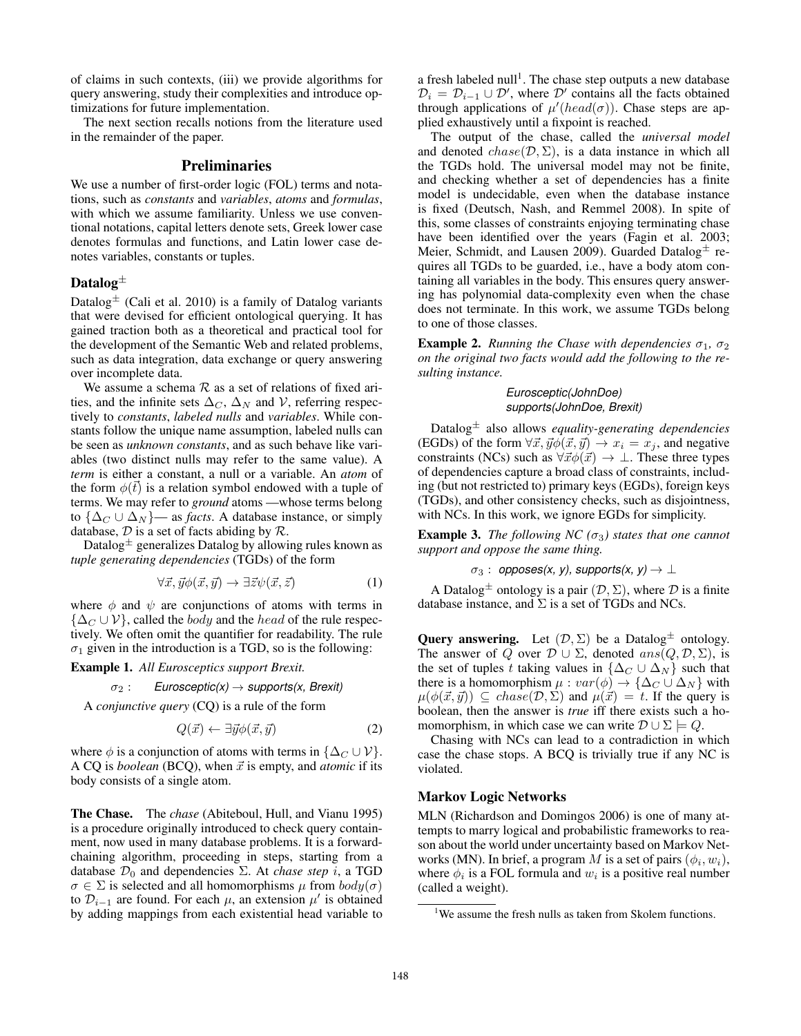of claims in such contexts, (iii) we provide algorithms for query answering, study their complexities and introduce optimizations for future implementation.

The next section recalls notions from the literature used in the remainder of the paper.

## Preliminaries

We use a number of first-order logic (FOL) terms and notations, such as *constants* and *variables*, *atoms* and *formulas*, with which we assume familiarity. Unless we use conventional notations, capital letters denote sets, Greek lower case denotes formulas and functions, and Latin lower case denotes variables, constants or tuples.

### Datalog$^\pm$

Datalog$^\pm$ (Cali et al. 2010) is a family of Datalog variants that were devised for efficient ontological querying. It has gained traction both as a theoretical and practical tool for the development of the Semantic Web and related problems, such as data integration, data exchange or query answering over incomplete data.

We assume a schema $\mathcal{R}$ as a set of relations of fixed arities, and the infinite sets $\Delta_C$, $\Delta_N$ and $\mathcal{V}$, referring respectively to *constants*, *labeled nulls* and *variables*. While constants follow the unique name assumption, labeled nulls can be seen as *unknown constants*, and as such behave like variables (two distinct nulls may refer to the same value). A *term* is either a constant, a null or a variable. An *atom* of the form $\phi(\vec{t})$ is a relation symbol endowed with a tuple of terms. We may refer to *ground* atoms —whose terms belong to $\{\Delta_C \cup \Delta_N\}$— as *facts*. A database instance, or simply database, $\mathcal{D}$ is a set of facts abiding by $\mathcal{R}$.

Datalog$^\pm$ generalizes Datalog by allowing rules known as *tuple generating dependencies* (TGDs) of the form

$$\forall \vec{x}, \vec{y} \phi(\vec{x}, \vec{y}) \rightarrow \exists \vec{z} \psi(\vec{x}, \vec{z}) \tag{1}$$

where $\phi$ and $\psi$ are conjunctions of atoms with terms in $\{\Delta_C \cup \mathcal{V}\}$, called the $body$ and the $head$ of the rule respectively. We often omit the quantifier for readability. The rule $\sigma_1$ given in the introduction is a TGD, so is the following:

**Example 1.** *All Eurosceptics support Brexit.*

$\sigma_2$ : *Eurosceptic(x) $\rightarrow$ supports(x, Brexit)*

A *conjunctive query* (CQ) is a rule of the form

$$Q(\vec{x}) \leftarrow \exists \vec{y} \phi(\vec{x}, \vec{y}) \tag{2}$$

where $\phi$ is a conjunction of atoms with terms in $\{\Delta_C \cup \mathcal{V}\}$. A CQ is *boolean* (BCQ), when $\vec{x}$ is empty, and *atomic* if its body consists of a single atom.

**The Chase.** The *chase* (Abiteboul, Hull, and Vianu 1995) is a procedure originally introduced to check query containment, now used in many database problems. It is a forward-chaining algorithm, proceeding in steps, starting from a database $\mathcal{D}_0$ and dependencies $\Sigma$. At *chase step* $i$, a TGD $\sigma \in \Sigma$ is selected and all homomorphisms $\mu$ from $body(\sigma)$ to $\mathcal{D}_{i-1}$ are found. For each $\mu$, an extension $\mu'$ is obtained by adding mappings from each existential head variable to a fresh labeled null[1]. The chase step outputs a new database $\mathcal{D}_i = \mathcal{D}_{i-1} \cup \mathcal{D}'$, where $\mathcal{D}'$ contains all the facts obtained through applications of $\mu'(head(\sigma))$. Chase steps are applied exhaustively until a fixpoint is reached.

The output of the chase, called the *universal model* and denoted $chase(\mathcal{D}, \Sigma)$, is a data instance in which all the TGDs hold. The universal model may not be finite, and checking whether a set of dependencies has a finite model is undecidable, even when the database instance is fixed (Deutsch, Nash, and Remmel 2008). In spite of this, some classes of constraints enjoying terminating chase have been identified over the years (Fagin et al. 2003; Meier, Schmidt, and Lausen 2009). Guarded Datalog$^\pm$ requires all TGDs to be guarded, i.e., have a body atom containing all variables in the body. This ensures query answering has polynomial data-complexity even when the chase does not terminate. In this work, we assume TGDs belong to one of those classes.

**Example 2.** *Running the Chase with dependencies $\sigma_1$, $\sigma_2$ on the original two facts would add the following to the resulting instance.*

*Eurosceptic(JohnDoe)*
*supports(JohnDoe, Brexit)*

Datalog$^\pm$ also allows *equality-generating dependencies* (EGDs) of the form $\forall \vec{x}, \vec{y} \phi(\vec{x}, \vec{y}) \rightarrow x_i = x_j$, and negative constraints (NCs) such as $\forall \vec{x} \phi(\vec{x}) \rightarrow \bot$. These three types of dependencies capture a broad class of constraints, including (but not restricted to) primary keys (EGDs), foreign keys (TGDs), and other consistency checks, such as disjointness, with NCs. In this work, we ignore EGDs for simplicity.

**Example 3.** *The following NC ($\sigma_3$) states that one cannot support and oppose the same thing.*

$\sigma_3$ : *opposes(x, y), supports(x, y) $\rightarrow \bot$*

A Datalog$^\pm$ ontology is a pair $(\mathcal{D}, \Sigma)$, where $\mathcal{D}$ is a finite database instance, and $\Sigma$ is a set of TGDs and NCs.

**Query answering.** Let $(\mathcal{D}, \Sigma)$ be a Datalog$^\pm$ ontology. The answer of $Q$ over $\mathcal{D} \cup \Sigma$, denoted $ans(Q, \mathcal{D}, \Sigma)$, is the set of tuples $t$ taking values in $\{\Delta_C \cup \Delta_N\}$ such that there is a homomorphism $\mu : var(\phi) \rightarrow \{\Delta_C \cup \Delta_N\}$ with $\mu(\phi(\vec{x}, \vec{y})) \subseteq chase(\mathcal{D}, \Sigma)$ and $\mu(\vec{x}) = t$. If the query is boolean, then the answer is *true* iff there exists such a homomorphism, in which case we can write $\mathcal{D} \cup \Sigma \models Q$.

Chasing with NCs can lead to a contradiction in which case the chase stops. A BCQ is trivially true if any NC is violated.

### Markov Logic Networks

MLN (Richardson and Domingos 2006) is one of many attempts to marry logical and probabilistic frameworks to reason about the world under uncertainty based on Markov Networks (MN). In brief, a program $M$ is a set of pairs $(\phi_i, w_i)$, where $\phi_i$ is a FOL formula and $w_i$ is a positive real number (called a weight).

[1] We assume the fresh nulls as taken from Skolem functions.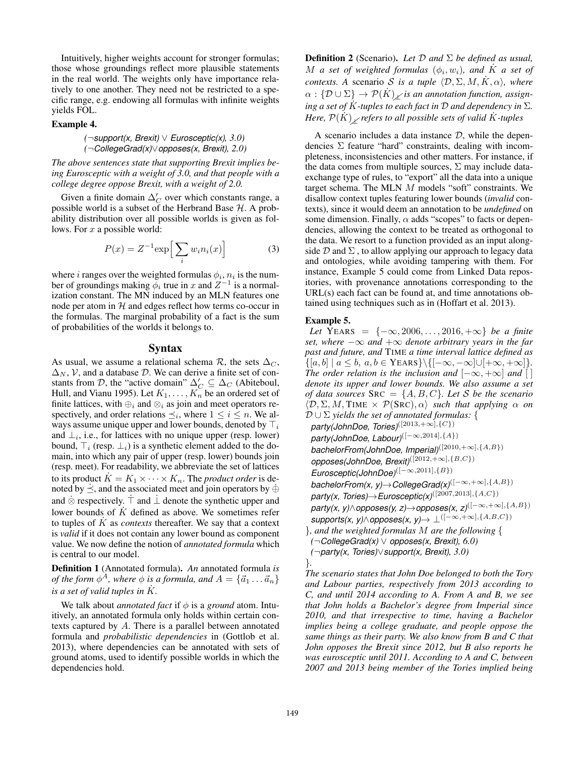Intuitively, higher weights account for stronger formulas; those whose groundings reflect more plausible statements in the real world. The weights only have importance relatively to one another. They need not be restricted to a specific range, e.g. endowing all formulas with infinite weights yields FOL.

**Example 4.**

*(¬support(x, Brexit) ∨ Eurosceptic(x), 3.0)*
*(¬CollegeGrad(x)∨ opposes(x, Brexit), 2.0)*

*The above sentences state that supporting Brexit implies being Eurosceptic with a weight of 3.0, and that people with a college degree oppose Brexit, with a weight of 2.0.*

Given a finite domain $\Delta'_C$ over which constants range, a possible world is a subset of the Herbrand Base $\mathcal{H}$. A probability distribution over all possible worlds is given as follows. For $x$ a possible world:

$$P(x) = Z^{-1}\exp\Big[\sum_i w_i n_i(x)\Big] \tag{3}$$

where $i$ ranges over the weighted formulas $\phi_i$, $n_i$ is the number of groundings making $\phi_i$ true in $x$ and $Z^{-1}$ is a normalization constant. The MN induced by an MLN features one node per atom in $\mathcal{H}$ and edges reflect how terms co-occur in the formulas. The marginal probability of a fact is the sum of probabilities of the worlds it belongs to.

## Syntax

As usual, we assume a relational schema $\mathcal{R}$, the sets $\Delta_C$, $\Delta_N$, $\mathcal{V}$, and a database $\mathcal{D}$. We can derive a finite set of constants from $\mathcal{D}$, the "active domain" $\Delta'_C \subseteq \Delta_C$ (Abiteboul, Hull, and Vianu 1995). Let $K_1, \ldots, K_n$ be an ordered set of finite lattices, with $\oplus_i$ and $\otimes_i$ as join and meet operators respectively, and order relations $\preceq_i$, where $1 \leq i \leq n$. We always assume unique upper and lower bounds, denoted by $\top_i$ and $\bot_i$, i.e., for lattices with no unique upper (resp. lower) bound, $\top_i$ (resp. $\bot_i$) is a synthetic element added to the domain, into which any pair of upper (resp. lower) bounds join (resp. meet). For readability, we abbreviate the set of lattices to its product $\dot{K} = K_1 \times \cdots \times K_n$. The *product order* is denoted by $\dot{\preceq}$, and the associated meet and join operators by $\dot{\oplus}$ and $\dot{\otimes}$ respectively. $\dot{\top}$ and $\dot{\bot}$ denote the synthetic upper and lower bounds of $\dot{K}$ defined as above. We sometimes refer to tuples of $\dot{K}$ as *contexts* thereafter. We say that a context is *valid* if it does not contain any lower bound as component value. We now define the notion of *annotated formula* which is central to our model.

**Definition 1** (Annotated formula). *An* annotated formula *is of the form $\phi^A$, where $\phi$ is a formula, and $A = \{\vec{a}_1 \ldots \vec{a}_n\}$ is a set of valid tuples in $\dot{K}$.*

We talk about *annotated fact* if $\phi$ is a *ground* atom. Intuitively, an annotated formula only holds within certain contexts captured by $A$. There is a parallel between annotated formula and *probabilistic dependencies* in (Gottlob et al. 2013), where dependencies can be annotated with sets of ground atoms, used to identify possible worlds in which the dependencies hold.

**Definition 2** (Scenario). *Let $\mathcal{D}$ and $\Sigma$ be defined as usual, $M$ a set of weighted formulas $(\phi_i, w_i)$, and $\dot{K}$ a set of contexts. A* scenario *$\mathcal{S}$ is a tuple $\langle \mathcal{D}, \Sigma, M, \dot{K}, \alpha \rangle$, where $\alpha : \{\mathcal{D} \cup \Sigma\} \rightarrow \mathcal{P}(\dot{K})_{\not\perp}$ is an annotation function, assigning a set of $\dot{K}$-tuples to each fact in $\mathcal{D}$ and dependency in $\Sigma$. Here, $\mathcal{P}(\dot{K})_{\not\perp}$ refers to all possible sets of valid $\dot{K}$-tuples*

A scenario includes a data instance $\mathcal{D}$, while the dependencies $\Sigma$ feature "hard" constraints, dealing with incompleteness, inconsistencies and other matters. For instance, if the data comes from multiple sources, $\Sigma$ may include data-exchange type of rules, to "export" all the data into a unique target schema. The MLN $M$ models "soft" constraints. We disallow context tuples featuring lower bounds (*invalid* contexts), since it would deem an annotation to be *undefined* on some dimension. Finally, $\alpha$ adds "scopes" to facts or dependencies, allowing the context to be treated as orthogonal to the data. We resort to a function provided as an input alongside $\mathcal{D}$ and $\Sigma$ , to allow applying our approach to legacy data and ontologies, while avoiding tampering with them. For instance, Example 5 could come from Linked Data repositories, with provenance annotations corresponding to the URL(s) each fact can be found at, and time annotations obtained using techniques such as in (Hoffart et al. 2013).

**Example 5.**

*Let* $\text{YEARS} = \{-\infty, 2006, \ldots, 2016, +\infty\}$ *be a finite set, where $-\infty$ and $+\infty$ denote arbitrary years in the far past and future, and* TIME *a time interval lattice defined as* $\{[a, b] \mid a \leq b,\ a, b \in \text{YEARS}\} \setminus \{[-\infty, -\infty] \cup [+\infty, +\infty]\}$. *The order relation is the inclusion and $[-\infty, +\infty]$ and $[\,]$ denote its upper and lower bounds. We also assume a set of data sources* $\text{SRC} = \{A, B, C\}$. *Let $\mathcal{S}$ be the scenario* $\langle \mathcal{D}, \Sigma, M, \text{TIME} \times \mathcal{P}(\text{SRC}), \alpha \rangle$ *such that applying $\alpha$ on $\mathcal{D} \cup \Sigma$ yields the set of annotated formulas:* {

*party(JohnDoe, Tories)*$^{([2013,+\infty],\{C\})}$
*party(JohnDoe, Labour)*$^{([-\infty,2014],\{A\})}$
*bachelorFrom(JohnDoe, Imperial)*$^{([2010,+\infty],\{A,B\})}$
*opposes(JohnDoe, Brexit)*$^{([2012,+\infty],\{B,C\})}$
*Eurosceptic(JohnDoe)*$^{([-\infty,2011],\{B\})}$
*bachelorFrom(x, y)→CollegeGrad(x)*$^{([-\infty,+\infty],\{A,B\})}$
*party(x, Tories)→Eurosceptic(x)*$^{([2007,2013],\{A,C\})}$
*party(x, y)∧opposes(y, z)→opposes(x, z)*$^{([-\infty,+\infty],\{A,B\})}$
*supports(x, y)∧opposes(x, y)→* $\bot^{([-\infty,+\infty],\{A,B,C\})}$

}*, and the weighted formulas $M$ are the following* {

*(¬CollegeGrad(x) ∨ opposes(x, Brexit), 6.0)*
*(¬party(x, Tories)∨support(x, Brexit), 3.0)*

}.

*The scenario states that John Doe belonged to both the Tory and Labour parties, respectively from 2013 according to C, and until 2014 according to A. From A and B, we see that John holds a Bachelor's degree from Imperial since 2010, and that irrespective to time, having a Bachelor implies being a college graduate, and people oppose the same things as their party. We also know from B and C that John opposes the Brexit since 2012, but B also reports he was eurosceptic until 2011. According to A and C, between 2007 and 2013 being member of the Tories implied being*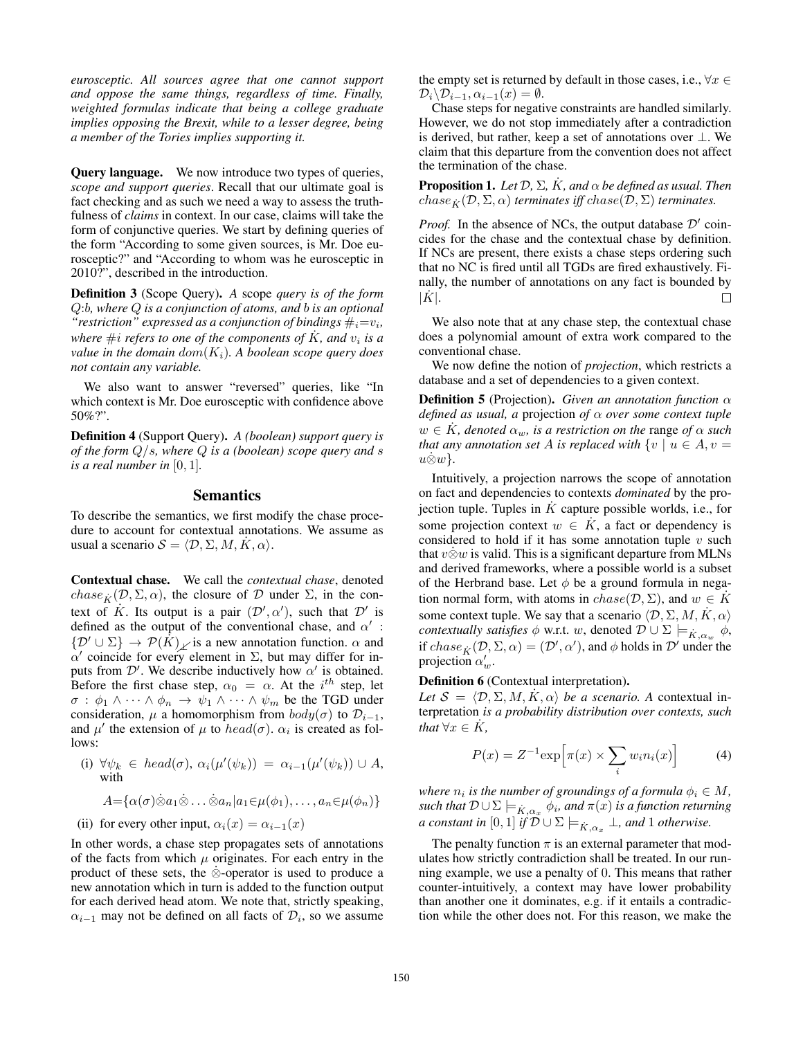*eurosceptic. All sources agree that one cannot support and oppose the same things, regardless of time. Finally, weighted formulas indicate that being a college graduate implies opposing the Brexit, while to a lesser degree, being a member of the Tories implies supporting it.*

**Query language.** We now introduce two types of queries, *scope and support queries*. Recall that our ultimate goal is fact checking and as such we need a way to assess the truthfulness of *claims* in context. In our case, claims will take the form of conjunctive queries. We start by defining queries of the form "According to some given sources, is Mr. Doe eurosceptic?" and "According to whom was he eurosceptic in 2010?", described in the introduction.

**Definition 3** (Scope Query). *A* scope *query is of the form $Q$:$b$, where $Q$ is a conjunction of atoms, and $b$ is an optional "restriction" expressed as a conjunction of bindings $\#_i$=$v_i$, where $\#i$ refers to one of the components of $\dot{K}$, and $v_i$ is a value in the domain $dom(K_i)$. A boolean scope query does not contain any variable.*

We also want to answer "reversed" queries, like "In which context is Mr. Doe eurosceptic with confidence above 50%?".

**Definition 4** (Support Query). *A (boolean) support query is of the form $Q/s$, where $Q$ is a (boolean) scope query and $s$ is a real number in $[0, 1]$.*

## Semantics

To describe the semantics, we first modify the chase procedure to account for contextual annotations. We assume as usual a scenario $\mathcal{S} = \langle \mathcal{D}, \Sigma, M, \dot{K}, \alpha \rangle$.

**Contextual chase.** We call the *contextual chase*, denoted $chase_{\dot{K}}(\mathcal{D}, \Sigma, \alpha)$, the closure of $\mathcal{D}$ under $\Sigma$, in the context of $\dot{K}$. Its output is a pair $(\mathcal{D}', \alpha')$, such that $\mathcal{D}'$ is defined as the output of the conventional chase, and $\alpha' : \{\mathcal{D}' \cup \Sigma\} \rightarrow \mathcal{P}(\dot{K})_{\not\emptyset}$ is a new annotation function. $\alpha$ and $\alpha'$ coincide for every element in $\Sigma$, but may differ for inputs from $\mathcal{D}'$. We describe inductively how $\alpha'$ is obtained. Before the first chase step, $\alpha_0 = \alpha$. At the $i^{th}$ step, let $\sigma : \phi_1 \wedge \cdots \wedge \phi_n \rightarrow \psi_1 \wedge \cdots \wedge \psi_m$ be the TGD under consideration, $\mu$ a homomorphism from $body(\sigma)$ to $\mathcal{D}_{i-1}$, and $\mu'$ the extension of $\mu$ to $head(\sigma)$. $\alpha_i$ is created as follows:

(i) $\forall \psi_k \in head(\sigma)$, $\alpha_i(\mu'(\psi_k)) = \alpha_{i-1}(\mu'(\psi_k)) \cup A$, with

$$A = \{\alpha(\sigma) \dot{\otimes} a_1 \dot{\otimes} \ldots \dot{\otimes} a_n | a_1 \in \mu(\phi_1), \ldots, a_n \in \mu(\phi_n)\}$$

(ii) for every other input, $\alpha_i(x) = \alpha_{i-1}(x)$

In other words, a chase step propagates sets of annotations of the facts from which $\mu$ originates. For each entry in the product of these sets, the $\dot{\otimes}$-operator is used to produce a new annotation which in turn is added to the function output for each derived head atom. We note that, strictly speaking, $\alpha_{i-1}$ may not be defined on all facts of $\mathcal{D}_i$, so we assume the empty set is returned by default in those cases, i.e., $\forall x \in \mathcal{D}_i \backslash \mathcal{D}_{i-1}, \alpha_{i-1}(x) = \emptyset$.

Chase steps for negative constraints are handled similarly. However, we do not stop immediately after a contradiction is derived, but rather, keep a set of annotations over $\bot$. We claim that this departure from the convention does not affect the termination of the chase.

**Proposition 1.** *Let $\mathcal{D}$, $\Sigma$, $\dot{K}$, and $\alpha$ be defined as usual. Then $chase_{\dot{K}}(\mathcal{D}, \Sigma, \alpha)$ terminates iff $chase(\mathcal{D}, \Sigma)$ terminates.*

*Proof.* In the absence of NCs, the output database $\mathcal{D}'$ coincides for the chase and the contextual chase by definition. If NCs are present, there exists a chase steps ordering such that no NC is fired until all TGDs are fired exhaustively. Finally, the number of annotations on any fact is bounded by $|\dot{K}|$. $\square$

We also note that at any chase step, the contextual chase does a polynomial amount of extra work compared to the conventional chase.

We now define the notion of *projection*, which restricts a database and a set of dependencies to a given context.

**Definition 5** (Projection). *Given an annotation function $\alpha$ defined as usual, a* projection *of $\alpha$ over some context tuple $w \in \dot{K}$, denoted $\alpha_w$, is a restriction on the* range *of $\alpha$ such that any annotation set $A$ is replaced with $\{v \mid u \in A, v = u \dot{\otimes} w\}$.*

Intuitively, a projection narrows the scope of annotation on fact and dependencies to contexts *dominated* by the projection tuple. Tuples in $\dot{K}$ capture possible worlds, i.e., for some projection context $w \in \dot{K}$, a fact or dependency is considered to hold if it has some annotation tuple $v$ such that $v \dot{\otimes} w$ is valid. This is a significant departure from MLNs and derived frameworks, where a possible world is a subset of the Herbrand base. Let $\phi$ be a ground formula in negation normal form, with atoms in $chase(\mathcal{D}, \Sigma)$, and $w \in \dot{K}$ some context tuple. We say that a scenario $\langle \mathcal{D}, \Sigma, M, \dot{K}, \alpha \rangle$ *contextually satisfies* $\phi$ w.r.t. $w$, denoted $\mathcal{D} \cup \Sigma \models_{\dot{K}, \alpha_w} \phi$, if $chase_{\dot{K}}(\mathcal{D}, \Sigma, \alpha) = (\mathcal{D}', \alpha')$, and $\phi$ holds in $\mathcal{D}'$ under the projection $\alpha'_w$.

**Definition 6** (Contextual interpretation).
*Let $\mathcal{S} = \langle \mathcal{D}, \Sigma, M, \dot{K}, \alpha \rangle$ be a scenario. A* contextual interpretation *is a probability distribution over contexts, such that $\forall x \in \dot{K}$,*

$$P(x) = Z^{-1} \exp\Big[\pi(x) \times \sum_i w_i n_i(x)\Big] \quad (4)$$

*where $n_i$ is the number of groundings of a formula $\phi_i \in M$, such that $\mathcal{D} \cup \Sigma \models_{\dot{K}, \alpha_x} \phi_i$, and $\pi(x)$ is a function returning a constant in $[0, 1]$ if $\mathcal{D} \cup \Sigma \models_{\dot{K}, \alpha_x} \bot$, and 1 otherwise.*

The penalty function $\pi$ is an external parameter that modulates how strictly contradiction shall be treated. In our running example, we use a penalty of 0. This means that rather counter-intuitively, a context may have lower probability than another one it dominates, e.g. if it entails a contradiction while the other does not. For this reason, we make the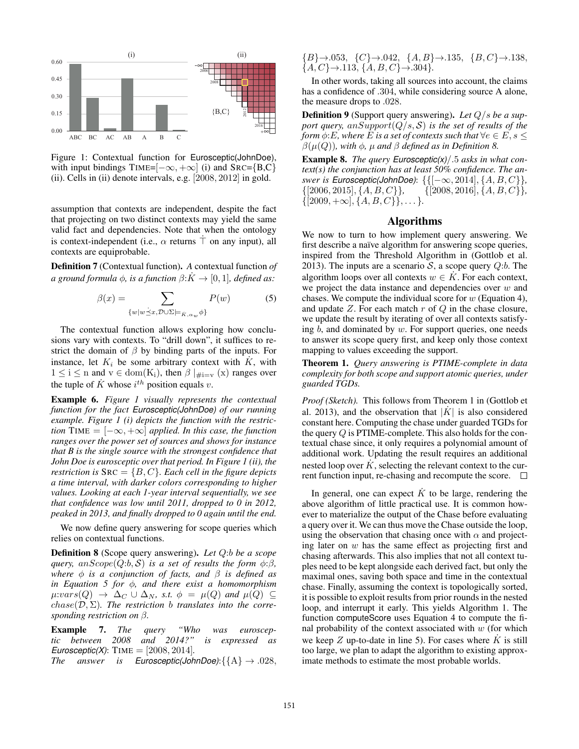Figure 1: Contextual function for Eurosceptic(JohnDoe), with input bindings TIME=$[-\infty, +\infty]$ (i) and SRC={B,C} (ii). Cells in (ii) denote intervals, e.g. $[2008, 2012]$ in gold.

assumption that contexts are independent, despite the fact that projecting on two distinct contexts may yield the same valid fact and dependencies. Note that when the ontology is context-independent (i.e., $\alpha$ returns $\dot{\top}$ on any input), all contexts are equiprobable.

**Definition 7** (Contextual function). *A* contextual function *of a ground formula $\phi$, is a function $\beta{:}\dot{K} \to [0,1]$, defined as:*

$$\beta(x) = \sum_{\{w | w \dot{\preceq} x, \mathcal{D} \cup \Sigma \models_{K, \alpha_w} \phi\}} P(w) \qquad (5)$$

The contextual function allows exploring how conclusions vary with contexts. To "drill down", it suffices to restrict the domain of $\beta$ by binding parts of the inputs. For instance, let $K_i$ be some arbitrary context with $\dot{K}$, with $1 \leq i \leq n$ and $v \in \mathrm{dom}(K_i)$, then $\beta\mid_{\#i=v}(x)$ ranges over the tuple of $\dot{K}$ whose $i^{th}$ position equals $v$.

**Example 6.** *Figure 1 visually represents the contextual function for the fact Eurosceptic(JohnDoe) of our running example. Figure 1 (i) depicts the function with the restriction* TIME $= [-\infty, +\infty]$ *applied. In this case, the function ranges over the power set of sources and shows for instance that B is the single source with the strongest confidence that John Doe is eurosceptic over that period. In Figure 1 (ii), the restriction is* SRC $= \{B, C\}$*. Each cell in the figure depicts a time interval, with darker colors corresponding to higher values. Looking at each 1-year interval sequentially, we see that confidence was low until 2011, dropped to 0 in 2012, peaked in 2013, and finally dropped to 0 again until the end.*

We now define query answering for scope queries which relies on contextual functions.

**Definition 8** (Scope query answering). *Let $Q{:}b$ be a scope query, $anScope(Q{:}b, \mathcal{S})$ is a set of results the $\phi{:}\beta$, where $\phi$ is a conjunction of facts, and $\beta$ is defined as in Equation 5 for $\phi$, and there exist a homomorphism $\mu{:}vars(Q) \to \Delta_C \cup \Delta_N$, s.t. $\phi = \mu(Q)$ and $\mu(Q) \subseteq chase(\mathcal{D}, \Sigma)$. The restriction $b$ translates into the corresponding restriction on $\beta$.*

**Example 7.** *The query "Who was eurosceptic between 2008 and 2014?" is expressed as Eurosceptic(X):* TIME $= [2008, 2014]$.
*The answer is Eurosceptic(JohnDoe):*$\{\{A\} \to .028$, $\{B\} \to .053$, $\{C\} \to .042$, $\{A, B\} \to .135$, $\{B, C\} \to .138$, $\{A, C\} \to .113$, $\{A, B, C\} \to .304\}$.

In other words, taking all sources into account, the claims has a confidence of .304, while considering source A alone, the measure drops to .028.

**Definition 9** (Support query answering). *Let $Q/s$ be a support query, $anSupport(Q/s, \mathcal{S})$ is the set of results of the form $\phi{:}E$, where $E$ is a set of contexts such that $\forall e \in E, s \leq \beta(\mu(Q))$, with $\phi$, $\mu$ and $\beta$ defined as in Definition 8.*

**Example 8.** *The query Eurosceptic(x)/.5 asks in what context(s) the conjunction has at least 50% confidence. The answer is Eurosceptic(JohnDoe): $\{\{[-\infty, 2014], \{A, B, C\}\}$, $\{[2006, 2015], \{A, B, C\}\}$, $\{[2008, 2016], \{A, B, C\}\}$, $\{[2009, +\infty], \{A, B, C\}\}, \ldots\}$.*

## Algorithms

We now to turn to how implement query answering. We first describe a naïve algorithm for answering scope queries, inspired from the Threshold Algorithm in (Gottlob et al. 2013). The inputs are a scenario $\mathcal{S}$, a scope query $Q{:}b$. The algorithm loops over all contexts $w \in \dot{K}$. For each context, we project the data instance and dependencies over $w$ and chases. We compute the individual score for $w$ (Equation 4), and update $Z$. For each match $r$ of $Q$ in the chase closure, we update the result by iterating of over all contexts satisfying $b$, and dominated by $w$. For support queries, one needs to answer its scope query first, and keep only those context mapping to values exceeding the support.

**Theorem 1.** *Query answering is PTIME-complete in data complexity for both scope and support atomic queries, under guarded TGDs.*

*Proof (Sketch).* This follows from Theorem 1 in (Gottlob et al. 2013), and the observation that $|\dot{K}|$ is also considered constant here. Computing the chase under guarded TGDs for the query $Q$ is PTIME-complete. This also holds for the contextual chase since, it only requires a polynomial amount of additional work. Updating the result requires an additional nested loop over $\dot{K}$, selecting the relevant context to the current function input, re-chasing and recompute the score. □

In general, one can expect $\dot{K}$ to be large, rendering the above algorithm of little practical use. It is common however to materialize the output of the Chase before evaluating a query over it. We can thus move the Chase outside the loop, using the observation that chasing once with $\alpha$ and projecting later on $w$ has the same effect as projecting first and chasing afterwards. This also implies that not all context tuples need to be kept alongside each derived fact, but only the maximal ones, saving both space and time in the contextual chase. Finally, assuming the context is topologically sorted, it is possible to exploit results from prior rounds in the nested loop, and interrupt it early. This yields Algorithm 1. The function computeScore uses Equation 4 to compute the final probability of the context associated with $w$ (for which we keep $Z$ up-to-date in line 5). For cases where $\dot{K}$ is still too large, we plan to adapt the algorithm to existing approximate methods to estimate the most probable worlds.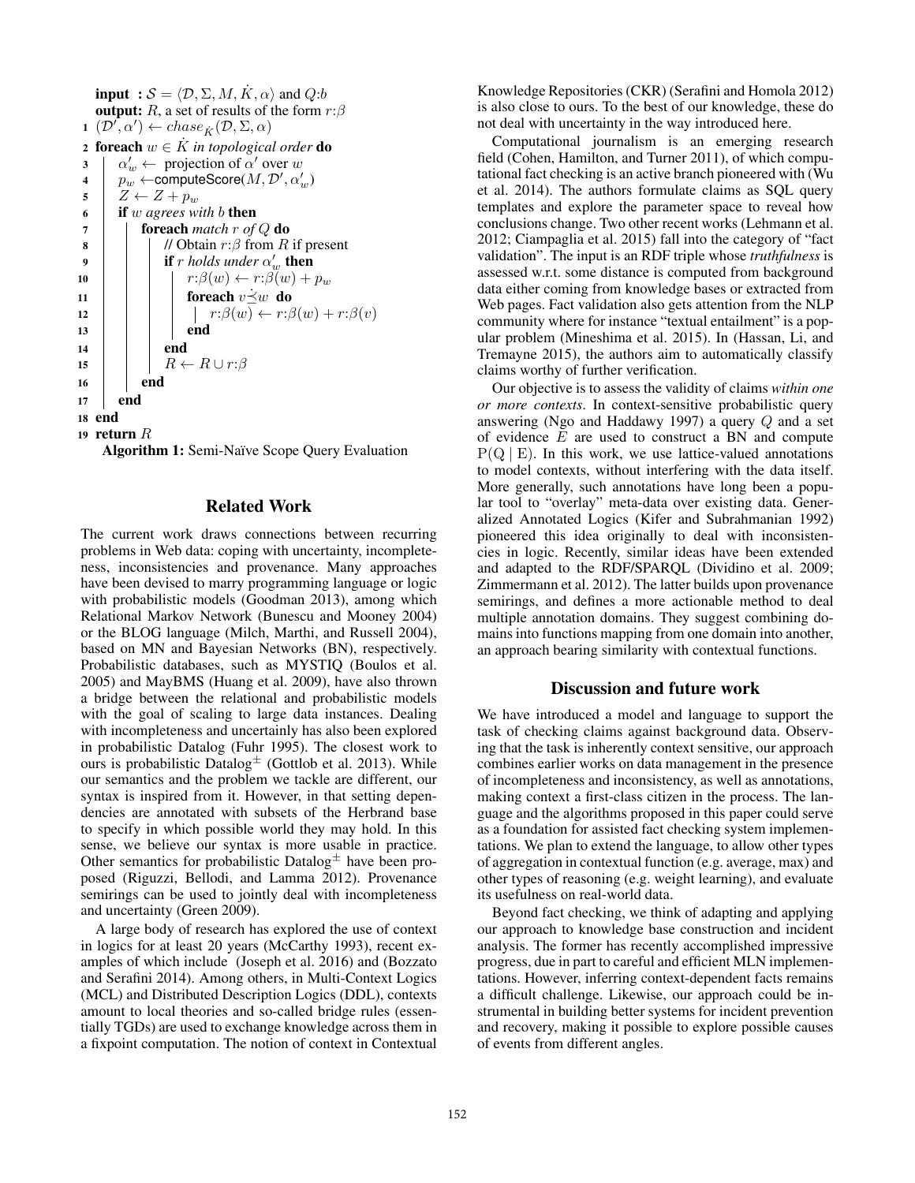```
input : S = ⟨D, Σ, M, K̇, α⟩ and Q:b
output: R, a set of results of the form r:β
1  (D′, α′) ← chase_K̇(D, Σ, α)
2  foreach w ∈ K̇ in topological order do
3      α′_w ← projection of α′ over w
4      p_w ← computeScore(M, D′, α′_w)
5      Z ← Z + p_w
6      if w agrees with b then
7          foreach match r of Q do
8              // Obtain r:β from R if present
9              if r holds under α′_w then
10                 r:β(w) ← r:β(w) + p_w
11                 foreach v ⪯̇ w do
12                     r:β(w) ← r:β(w) + r:β(v)
13                 end
14             end
15             R ← R ∪ r:β
16         end
17     end
18 end
19 return R
```

**Algorithm 1:** Semi-Naïve Scope Query Evaluation

## Related Work

The current work draws connections between recurring problems in Web data: coping with uncertainty, incompleteness, inconsistencies and provenance. Many approaches have been devised to marry programming language or logic with probabilistic models (Goodman 2013), among which Relational Markov Network (Bunescu and Mooney 2004) or the BLOG language (Milch, Marthi, and Russell 2004), based on MN and Bayesian Networks (BN), respectively. Probabilistic databases, such as MYSTIQ (Boulos et al. 2005) and MayBMS (Huang et al. 2009), have also thrown a bridge between the relational and probabilistic models with the goal of scaling to large data instances. Dealing with incompleteness and uncertainly has also been explored in probabilistic Datalog (Fuhr 1995). The closest work to ours is probabilistic Datalog$^{\pm}$ (Gottlob et al. 2013). While our semantics and the problem we tackle are different, our syntax is inspired from it. However, in that setting dependencies are annotated with subsets of the Herbrand base to specify in which possible world they may hold. In this sense, we believe our syntax is more usable in practice. Other semantics for probabilistic Datalog$^{\pm}$ have been proposed (Riguzzi, Bellodi, and Lamma 2012). Provenance semirings can be used to jointly deal with incompleteness and uncertainty (Green 2009).

A large body of research has explored the use of context in logics for at least 20 years (McCarthy 1993), recent examples of which include (Joseph et al. 2016) and (Bozzato and Serafini 2014). Among others, in Multi-Context Logics (MCL) and Distributed Description Logics (DDL), contexts amount to local theories and so-called bridge rules (essentially TGDs) are used to exchange knowledge across them in a fixpoint computation. The notion of context in Contextual Knowledge Repositories (CKR) (Serafini and Homola 2012) is also close to ours. To the best of our knowledge, these do not deal with uncertainty in the way introduced here.

Computational journalism is an emerging research field (Cohen, Hamilton, and Turner 2011), of which computational fact checking is an active branch pioneered with (Wu et al. 2014). The authors formulate claims as SQL query templates and explore the parameter space to reveal how conclusions change. Two other recent works (Lehmann et al. 2012; Ciampaglia et al. 2015) fall into the category of "fact validation". The input is an RDF triple whose *truthfulness* is assessed w.r.t. some distance is computed from background data either coming from knowledge bases or extracted from Web pages. Fact validation also gets attention from the NLP community where for instance "textual entailment" is a popular problem (Mineshima et al. 2015). In (Hassan, Li, and Tremayne 2015), the authors aim to automatically classify claims worthy of further verification.

Our objective is to assess the validity of claims *within one or more contexts*. In context-sensitive probabilistic query answering (Ngo and Haddawy 1997) a query $Q$ and a set of evidence $E$ are used to construct a BN and compute $\mathrm{P}(\mathrm{Q} \mid \mathrm{E})$. In this work, we use lattice-valued annotations to model contexts, without interfering with the data itself. More generally, such annotations have long been a popular tool to "overlay" meta-data over existing data. Generalized Annotated Logics (Kifer and Subrahmanian 1992) pioneered this idea originally to deal with inconsistencies in logic. Recently, similar ideas have been extended and adapted to the RDF/SPARQL (Dividino et al. 2009; Zimmermann et al. 2012). The latter builds upon provenance semirings, and defines a more actionable method to deal multiple annotation domains. They suggest combining domains into functions mapping from one domain into another, an approach bearing similarity with contextual functions.

## Discussion and future work

We have introduced a model and language to support the task of checking claims against background data. Observing that the task is inherently context sensitive, our approach combines earlier works on data management in the presence of incompleteness and inconsistency, as well as annotations, making context a first-class citizen in the process. The language and the algorithms proposed in this paper could serve as a foundation for assisted fact checking system implementations. We plan to extend the language, to allow other types of aggregation in contextual function (e.g. average, max) and other types of reasoning (e.g. weight learning), and evaluate its usefulness on real-world data.

Beyond fact checking, we think of adapting and applying our approach to knowledge base construction and incident analysis. The former has recently accomplished impressive progress, due in part to careful and efficient MLN implementations. However, inferring context-dependent facts remains a difficult challenge. Likewise, our approach could be instrumental in building better systems for incident prevention and recovery, making it possible to explore possible causes of events from different angles.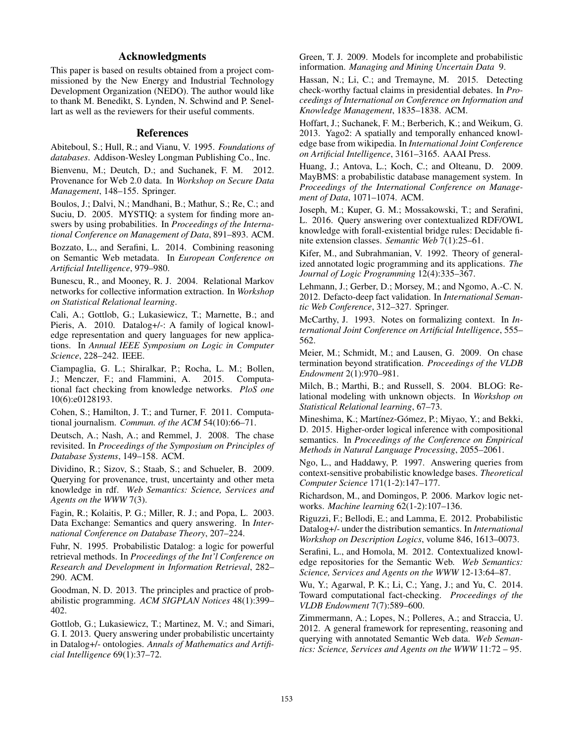## Acknowledgments

This paper is based on results obtained from a project commissioned by the New Energy and Industrial Technology Development Organization (NEDO). The author would like to thank M. Benedikt, S. Lynden, N. Schwind and P. Senellart as well as the reviewers for their useful comments.

## References

Abiteboul, S.; Hull, R.; and Vianu, V. 1995. *Foundations of databases*. Addison-Wesley Longman Publishing Co., Inc.

Bienvenu, M.; Deutch, D.; and Suchanek, F. M. 2012. Provenance for Web 2.0 data. In *Workshop on Secure Data Management*, 148–155. Springer.

Boulos, J.; Dalvi, N.; Mandhani, B.; Mathur, S.; Re, C.; and Suciu, D. 2005. MYSTIQ: a system for finding more answers by using probabilities. In *Proceedings of the International Conference on Management of Data*, 891–893. ACM.

Bozzato, L., and Serafini, L. 2014. Combining reasoning on Semantic Web metadata. In *European Conference on Artificial Intelligence*, 979–980.

Bunescu, R., and Mooney, R. J. 2004. Relational Markov networks for collective information extraction. In *Workshop on Statistical Relational learning*.

Cali, A.; Gottlob, G.; Lukasiewicz, T.; Marnette, B.; and Pieris, A. 2010. Datalog+/-: A family of logical knowledge representation and query languages for new applications. In *Annual IEEE Symposium on Logic in Computer Science*, 228–242. IEEE.

Ciampaglia, G. L.; Shiralkar, P.; Rocha, L. M.; Bollen, J.; Menczer, F.; and Flammini, A. 2015. Computational fact checking from knowledge networks. *PloS one* 10(6):e0128193.

Cohen, S.; Hamilton, J. T.; and Turner, F. 2011. Computational journalism. *Commun. of the ACM* 54(10):66–71.

Deutsch, A.; Nash, A.; and Remmel, J. 2008. The chase revisited. In *Proceedings of the Symposium on Principles of Database Systems*, 149–158. ACM.

Dividino, R.; Sizov, S.; Staab, S.; and Schueler, B. 2009. Querying for provenance, trust, uncertainty and other meta knowledge in rdf. *Web Semantics: Science, Services and Agents on the WWW* 7(3).

Fagin, R.; Kolaitis, P. G.; Miller, R. J.; and Popa, L. 2003. Data Exchange: Semantics and query answering. In *International Conference on Database Theory*, 207–224.

Fuhr, N. 1995. Probabilistic Datalog: a logic for powerful retrieval methods. In *Proceedings of the Int'l Conference on Research and Development in Information Retrieval*, 282–290. ACM.

Goodman, N. D. 2013. The principles and practice of probabilistic programming. *ACM SIGPLAN Notices* 48(1):399–402.

Gottlob, G.; Lukasiewicz, T.; Martinez, M. V.; and Simari, G. I. 2013. Query answering under probabilistic uncertainty in Datalog+/- ontologies. *Annals of Mathematics and Artificial Intelligence* 69(1):37–72.

Green, T. J. 2009. Models for incomplete and probabilistic information. *Managing and Mining Uncertain Data* 9.

Hassan, N.; Li, C.; and Tremayne, M. 2015. Detecting check-worthy factual claims in presidential debates. In *Proceedings of International on Conference on Information and Knowledge Management*, 1835–1838. ACM.

Hoffart, J.; Suchanek, F. M.; Berberich, K.; and Weikum, G. 2013. Yago2: A spatially and temporally enhanced knowledge base from wikipedia. In *International Joint Conference on Artificial Intelligence*, 3161–3165. AAAI Press.

Huang, J.; Antova, L.; Koch, C.; and Olteanu, D. 2009. MayBMS: a probabilistic database management system. In *Proceedings of the International Conference on Management of Data*, 1071–1074. ACM.

Joseph, M.; Kuper, G. M.; Mossakowski, T.; and Serafini, L. 2016. Query answering over contextualized RDF/OWL knowledge with forall-existential bridge rules: Decidable finite extension classes. *Semantic Web* 7(1):25–61.

Kifer, M., and Subrahmanian, V. 1992. Theory of generalized annotated logic programming and its applications. *The Journal of Logic Programming* 12(4):335–367.

Lehmann, J.; Gerber, D.; Morsey, M.; and Ngomo, A.-C. N. 2012. Defacto-deep fact validation. In *International Semantic Web Conference*, 312–327. Springer.

McCarthy, J. 1993. Notes on formalizing context. In *International Joint Conference on Artificial Intelligence*, 555–562.

Meier, M.; Schmidt, M.; and Lausen, G. 2009. On chase termination beyond stratification. *Proceedings of the VLDB Endowment* 2(1):970–981.

Milch, B.; Marthi, B.; and Russell, S. 2004. BLOG: Relational modeling with unknown objects. In *Workshop on Statistical Relational learning*, 67–73.

Mineshima, K.; Martínez-Gómez, P.; Miyao, Y.; and Bekki, D. 2015. Higher-order logical inference with compositional semantics. In *Proceedings of the Conference on Empirical Methods in Natural Language Processing*, 2055–2061.

Ngo, L., and Haddawy, P. 1997. Answering queries from context-sensitive probabilistic knowledge bases. *Theoretical Computer Science* 171(1-2):147–177.

Richardson, M., and Domingos, P. 2006. Markov logic networks. *Machine learning* 62(1-2):107–136.

Riguzzi, F.; Bellodi, E.; and Lamma, E. 2012. Probabilistic Datalog+/- under the distribution semantics. In *International Workshop on Description Logics*, volume 846, 1613–0073.

Serafini, L., and Homola, M. 2012. Contextualized knowledge repositories for the Semantic Web. *Web Semantics: Science, Services and Agents on the WWW* 12-13:64–87.

Wu, Y.; Agarwal, P. K.; Li, C.; Yang, J.; and Yu, C. 2014. Toward computational fact-checking. *Proceedings of the VLDB Endowment* 7(7):589–600.

Zimmermann, A.; Lopes, N.; Polleres, A.; and Straccia, U. 2012. A general framework for representing, reasoning and querying with annotated Semantic Web data. *Web Semantics: Science, Services and Agents on the WWW* 11:72 – 95.